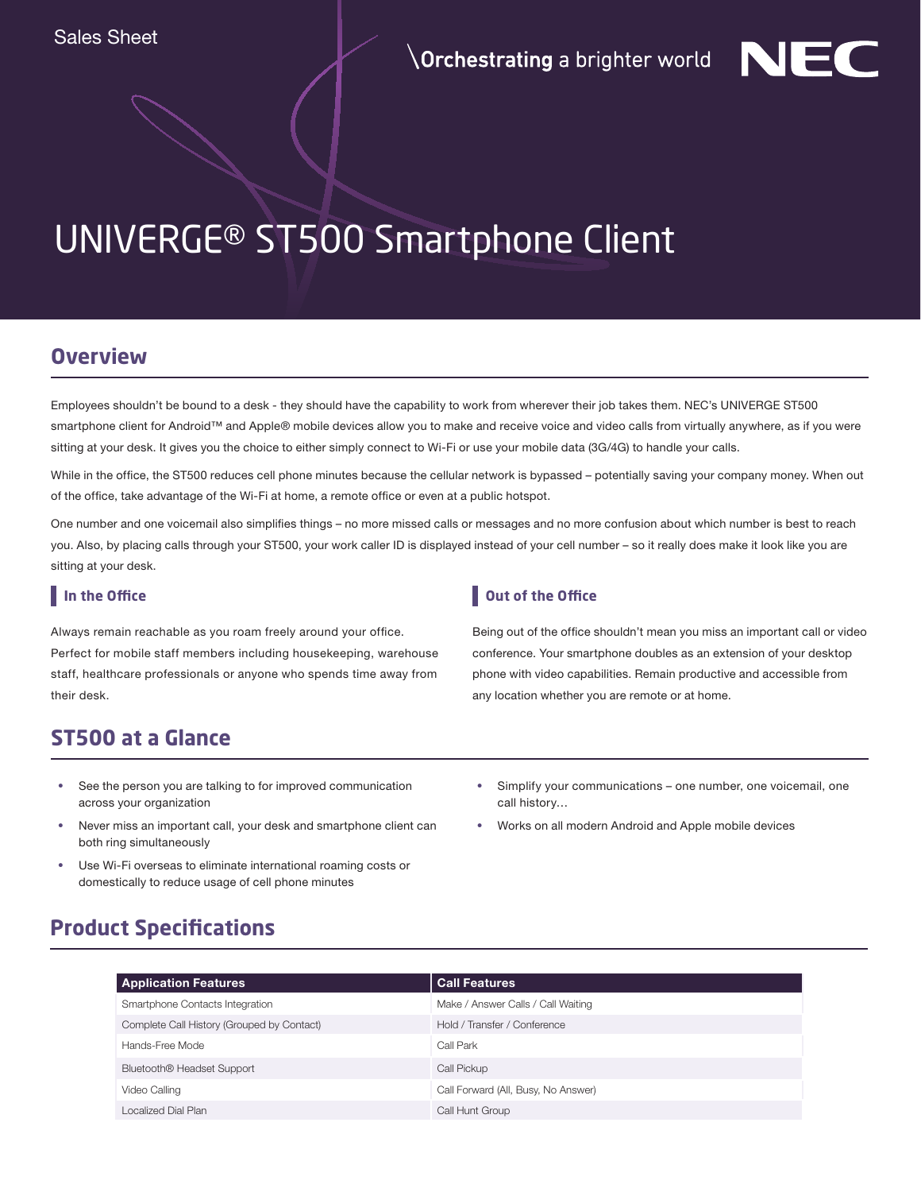Sales Sheet

\Orchestrating a brighter world NEC

# UNIVERGE® ST500 Smartphone Client

## Overview

Employees shouldn't be bound to a desk - they should have the capability to work from wherever their job takes them. NEC's UNIVERGE ST500 smartphone client for Android™ and Apple® mobile devices allow you to make and receive voice and video calls from virtually anywhere, as if you were sitting at your desk. It gives you the choice to either simply connect to Wi-Fi or use your mobile data (3G/4G) to handle your calls.

While in the office, the ST500 reduces cell phone minutes because the cellular network is bypassed – potentially saving your company money. When out of the office, take advantage of the Wi-Fi at home, a remote office or even at a public hotspot.

One number and one voicemail also simplifies things – no more missed calls or messages and no more confusion about which number is best to reach you. Also, by placing calls through your ST500, your work caller ID is displayed instead of your cell number – so it really does make it look like you are sitting at your desk.

### In the Office

Always remain reachable as you roam freely around your office. Perfect for mobile staff members including housekeeping, warehouse staff, healthcare professionals or anyone who spends time away from their desk.

### Out of the Office

Being out of the office shouldn't mean you miss an important call or video conference. Your smartphone doubles as an extension of your desktop phone with video capabilities. Remain productive and accessible from any location whether you are remote or at home.

## ST500 at a Glance

- See the person you are talking to for improved communication across your organization
- Never miss an important call, your desk and smartphone client can both ring simultaneously
- Use Wi-Fi overseas to eliminate international roaming costs or domestically to reduce usage of cell phone minutes
- Simplify your communications – one number, one voicemail, one call history…
- Works on all modern Android and Apple mobile devices

## Product Specifications

| Application Features | Call Features |
|---|---|
| Smartphone Contacts Integration | Make / Answer Calls / Call Waiting |
| Complete Call History (Grouped by Contact) | Hold / Transfer / Conference |
| Hands-Free Mode | Call Park |
| Bluetooth® Headset Support | Call Pickup |
| Video Calling | Call Forward (All, Busy, No Answer) |
| Localized Dial Plan | Call Hunt Group |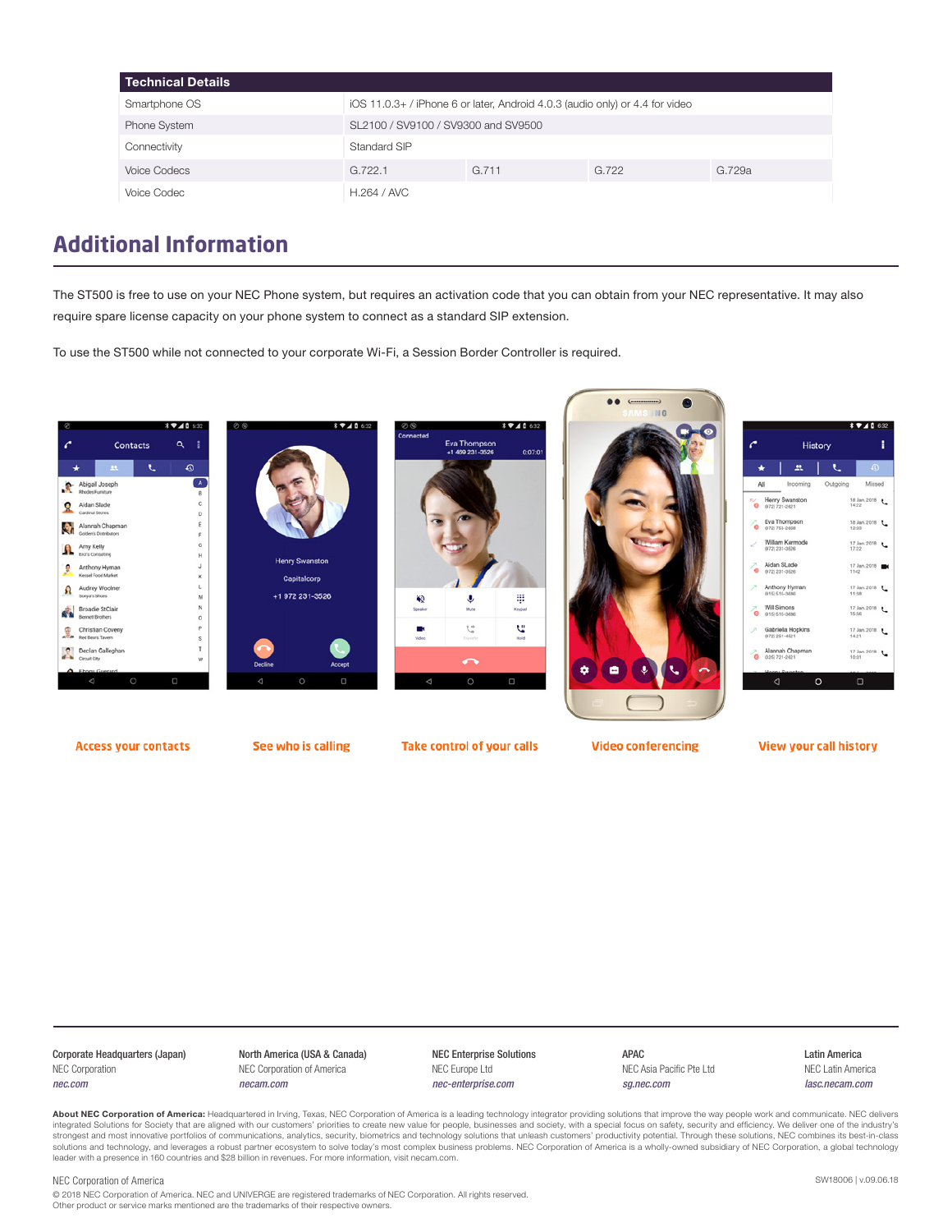| Technical Details | | | | |
|---|---|---|---|---|
| Smartphone OS | iOS 11.0.3+ / iPhone 6 or later, Android 4.0.3 (audio only) or 4.4 for video | | | |
| Phone System | SL2100 / SV9100 / SV9300 and SV9500 | | | |
| Connectivity | Standard SIP | | | |
| Voice Codecs | G.722.1 | G.711 | G.722 | G.729a |
| Voice Codec | H.264 / AVC | | | |

## Additional Information

The ST500 is free to use on your NEC Phone system, but requires an activation code that you can obtain from your NEC representative. It may also require spare license capacity on your phone system to connect as a standard SIP extension.

To use the ST500 while not connected to your corporate Wi-Fi, a Session Border Controller is required.

Access your contacts

See who is calling

Take control of your calls

Video conferencing

View your call history

**Corporate Headquarters (Japan)**
NEC Corporation
*nec.com*

**North America (USA & Canada)**
NEC Corporation of America
*necam.com*

**NEC Enterprise Solutions**
NEC Europe Ltd
*nec-enterprise.com*

**APAC**
NEC Asia Pacific Pte Ltd
*sg.nec.com*

**Latin America**
NEC Latin America
*lasc.necam.com*

**About NEC Corporation of America:** Headquartered in Irving, Texas, NEC Corporation of America is a leading technology integrator providing solutions that improve the way people work and communicate. NEC delivers integrated Solutions for Society that are aligned with our customers' priorities to create new value for people, businesses and society, with a special focus on safety, security and efficiency. We deliver one of the industry's strongest and most innovative portfolios of communications, analytics, security, biometrics and technology solutions that unleash customers' productivity potential. Through these solutions, NEC combines its best-in-class solutions and technology, and leverages a robust partner ecosystem to solve today's most complex business problems. NEC Corporation of America is a wholly-owned subsidiary of NEC Corporation, a global technology leader with a presence in 160 countries and $28 billion in revenues. For more information, visit necam.com.

NEC Corporation of America

© 2018 NEC Corporation of America. NEC and UNIVERGE are registered trademarks of NEC Corporation. All rights reserved.
Other product or service marks mentioned are the trademarks of their respective owners.

SW18006 | v.09.06.18